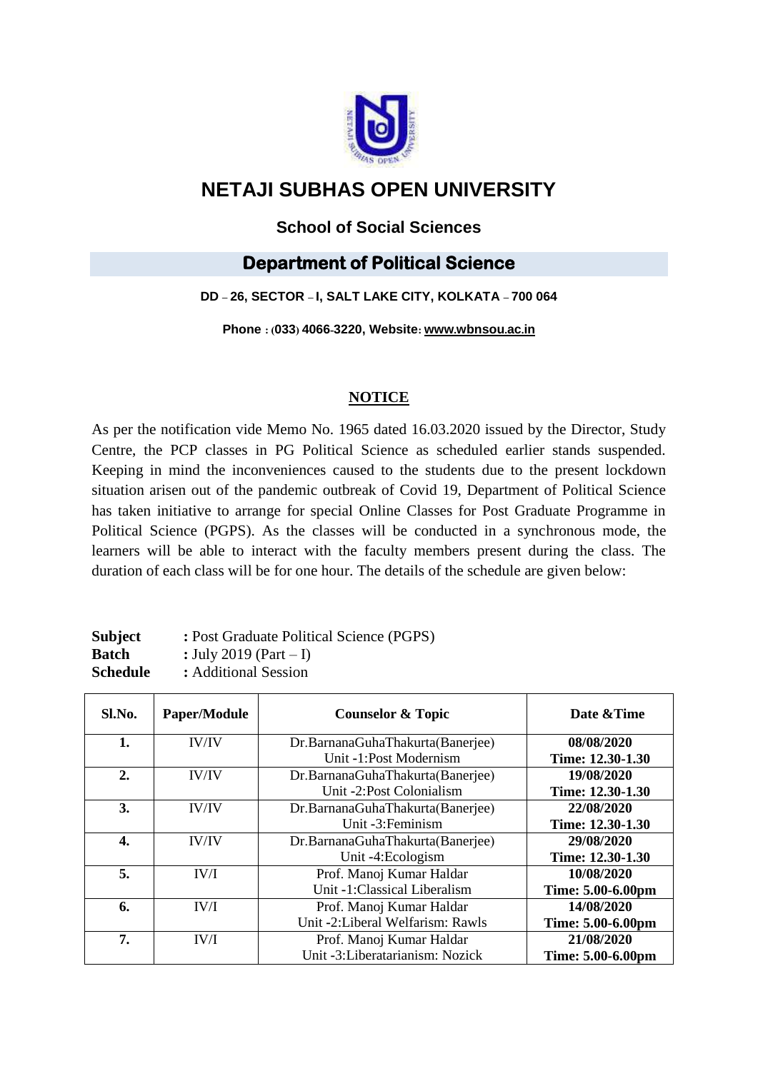# NETAJI SUBHAS OPEN UNIVERSITY

## School of Social Sciences

## Department of Political Science

**DD – 26, SECTOR – I, SALT LAKE CITY, KOLKATA – 700 064**

**Phone : (033) 4066-3220, Website: www.wbnsou.ac.in**

### NOTICE

As per the notification vide Memo No. 1965 dated 16.03.2020 issued by the Director, Study Centre, the PCP classes in PG Political Science as scheduled earlier stands suspended. Keeping in mind the inconveniences caused to the students due to the present lockdown situation arisen out of the pandemic outbreak of Covid 19, Department of Political Science has taken initiative to arrange for special Online Classes for Post Graduate Programme in Political Science (PGPS). As the classes will be conducted in a synchronous mode, the learners will be able to interact with the faculty members present during the class. The duration of each class will be for one hour. The details of the schedule are given below:

**Subject** : Post Graduate Political Science (PGPS)
**Batch** : July 2019 (Part – I)
**Schedule** : Additional Session

| Sl.No. | Paper/Module | Counselor & Topic | Date &Time |
|---|---|---|---|
| **1.** | IV/IV | Dr.BarnanaGuhaThakurta(Banerjee)<br>Unit -1:Post Modernism | **08/08/2020**<br>**Time: 12.30-1.30** |
| **2.** | IV/IV | Dr.BarnanaGuhaThakurta(Banerjee)<br>Unit -2:Post Colonialism | **19/08/2020**<br>**Time: 12.30-1.30** |
| **3.** | IV/IV | Dr.BarnanaGuhaThakurta(Banerjee)<br>Unit -3:Feminism | **22/08/2020**<br>**Time: 12.30-1.30** |
| **4.** | IV/IV | Dr.BarnanaGuhaThakurta(Banerjee)<br>Unit -4:Ecologism | **29/08/2020**<br>**Time: 12.30-1.30** |
| **5.** | IV/I | Prof. Manoj Kumar Haldar<br>Unit -1:Classical Liberalism | **10/08/2020**<br>**Time: 5.00-6.00pm** |
| **6.** | IV/I | Prof. Manoj Kumar Haldar<br>Unit -2:Liberal Welfarism: Rawls | **14/08/2020**<br>**Time: 5.00-6.00pm** |
| **7.** | IV/I | Prof. Manoj Kumar Haldar<br>Unit -3:Liberatarianism: Nozick | **21/08/2020**<br>**Time: 5.00-6.00pm** |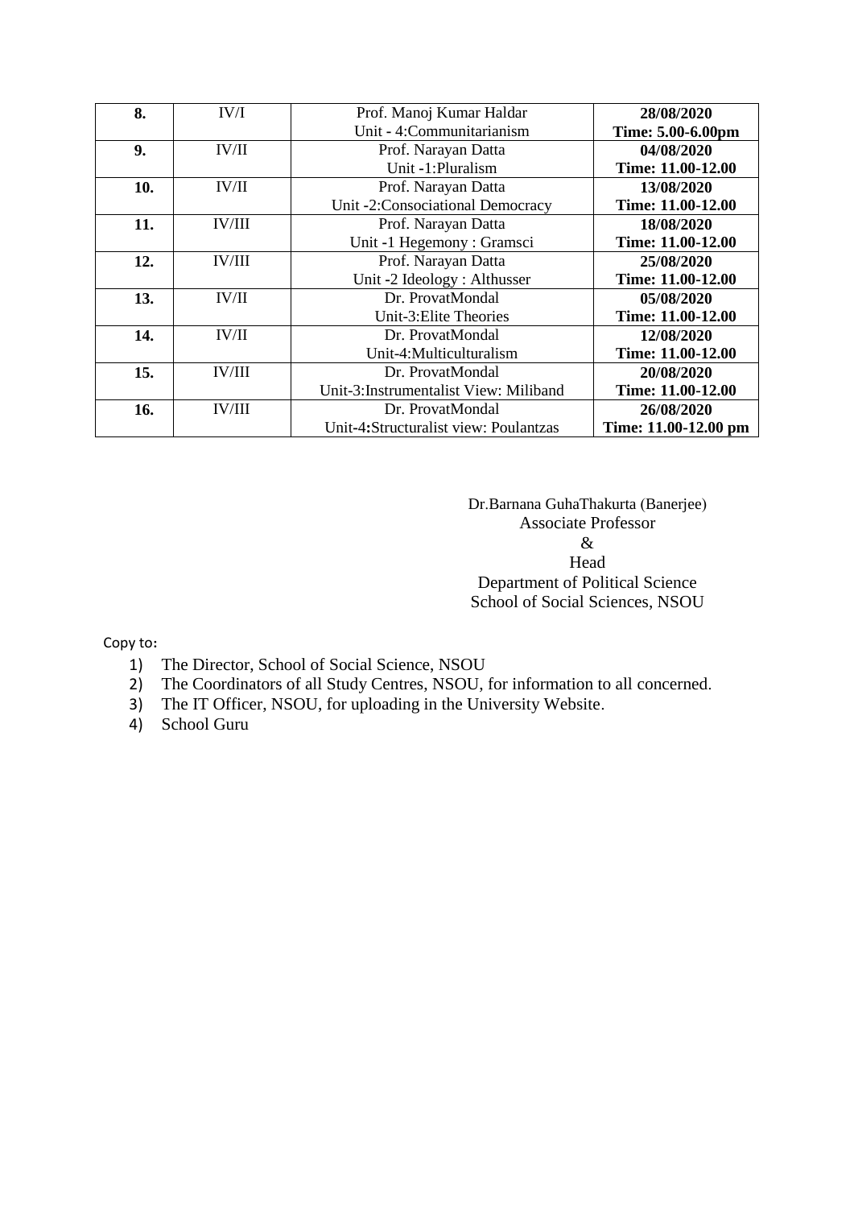| | | | |
|---|---|---|---|
| **8.** | IV/I | Prof. Manoj Kumar Haldar<br>Unit - 4:Communitarianism | **28/08/2020**<br>**Time: 5.00-6.00pm** |
| **9.** | IV/II | Prof. Narayan Datta<br>Unit -1:Pluralism | **04/08/2020**<br>**Time: 11.00-12.00** |
| **10.** | IV/II | Prof. Narayan Datta<br>Unit -2:Consociational Democracy | **13/08/2020**<br>**Time: 11.00-12.00** |
| **11.** | IV/III | Prof. Narayan Datta<br>Unit -1 Hegemony : Gramsci | **18/08/2020**<br>**Time: 11.00-12.00** |
| **12.** | IV/III | Prof. Narayan Datta<br>Unit -2 Ideology : Althusser | **25/08/2020**<br>**Time: 11.00-12.00** |
| **13.** | IV/II | Dr. ProvatMondal<br>Unit-3:Elite Theories | **05/08/2020**<br>**Time: 11.00-12.00** |
| **14.** | IV/II | Dr. ProvatMondal<br>Unit-4:Multiculturalism | **12/08/2020**<br>**Time: 11.00-12.00** |
| **15.** | IV/III | Dr. ProvatMondal<br>Unit-3:Instrumentalist View: Miliband | **20/08/2020**<br>**Time: 11.00-12.00** |
| **16.** | IV/III | Dr. ProvatMondal<br>Unit-4:Structuralist view: Poulantzas | **26/08/2020**<br>**Time: 11.00-12.00 pm** |

Dr.Barnana GuhaThakurta (Banerjee)
Associate Professor
&
Head
Department of Political Science
School of Social Sciences, NSOU

Copy to:

1) The Director, School of Social Science, NSOU
2) The Coordinators of all Study Centres, NSOU, for information to all concerned.
3) The IT Officer, NSOU, for uploading in the University Website.
4) School Guru